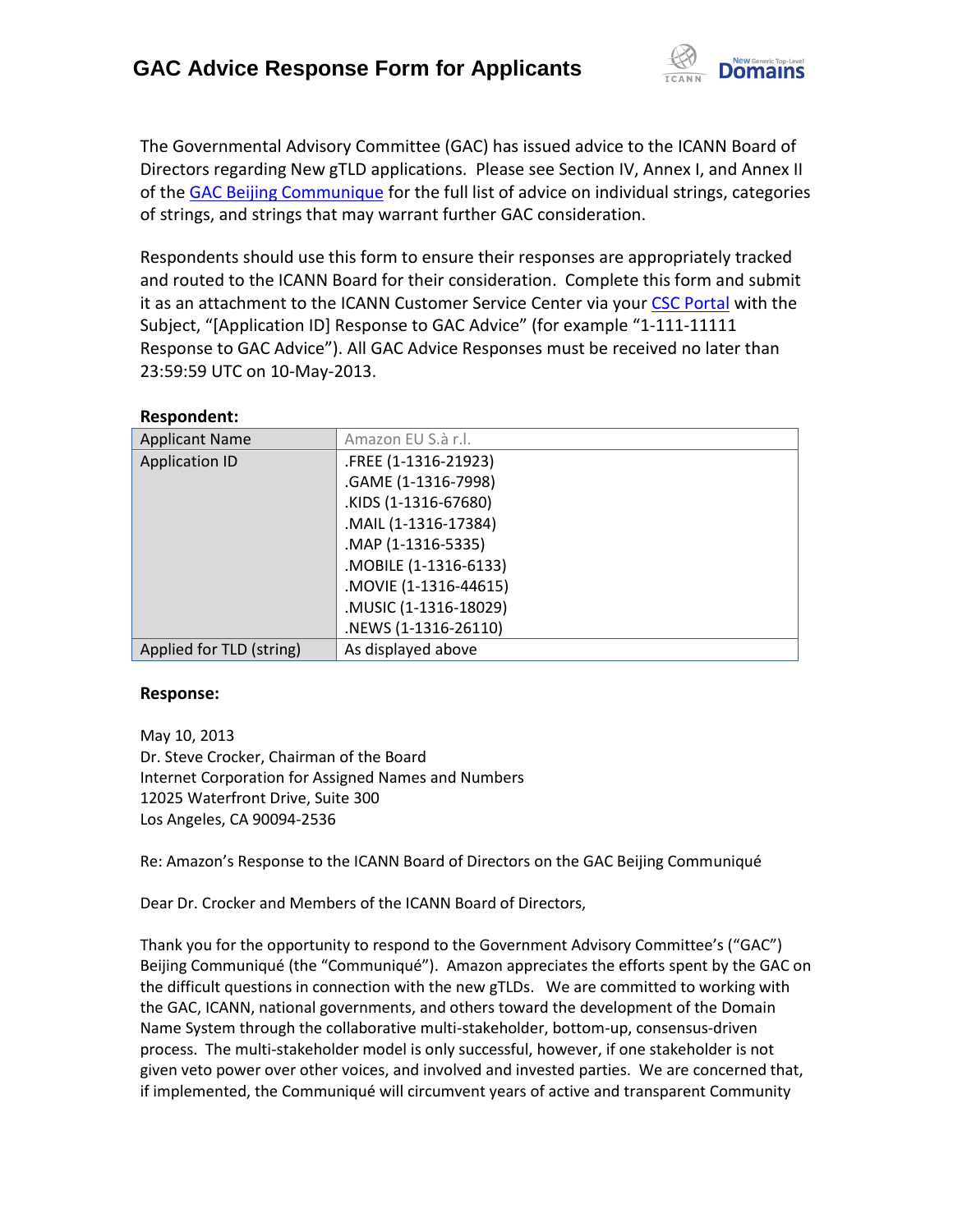# GAC Advice Response Form for Applicants

The Governmental Advisory Committee (GAC) has issued advice to the ICANN Board of Directors regarding New gTLD applications. Please see Section IV, Annex I, and Annex II of the GAC Beijing Communique for the full list of advice on individual strings, categories of strings, and strings that may warrant further GAC consideration.

Respondents should use this form to ensure their responses are appropriately tracked and routed to the ICANN Board for their consideration. Complete this form and submit it as an attachment to the ICANN Customer Service Center via your CSC Portal with the Subject, "[Application ID] Response to GAC Advice" (for example "1-111-11111 Response to GAC Advice"). All GAC Advice Responses must be received no later than 23:59:59 UTC on 10-May-2013.

**Respondent:**

| | |
|---|---|
| Applicant Name | Amazon EU S.à r.l. |
| Application ID | .FREE (1-1316-21923)<br>.GAME (1-1316-7998)<br>.KIDS (1-1316-67680)<br>.MAIL (1-1316-17384)<br>.MAP (1-1316-5335)<br>.MOBILE (1-1316-6133)<br>.MOVIE (1-1316-44615)<br>.MUSIC (1-1316-18029)<br>.NEWS (1-1316-26110) |
| Applied for TLD (string) | As displayed above |

**Response:**

May 10, 2013
Dr. Steve Crocker, Chairman of the Board
Internet Corporation for Assigned Names and Numbers
12025 Waterfront Drive, Suite 300
Los Angeles, CA 90094-2536

Re: Amazon's Response to the ICANN Board of Directors on the GAC Beijing Communiqué

Dear Dr. Crocker and Members of the ICANN Board of Directors,

Thank you for the opportunity to respond to the Government Advisory Committee's ("GAC") Beijing Communiqué (the "Communiqué"). Amazon appreciates the efforts spent by the GAC on the difficult questions in connection with the new gTLDs. We are committed to working with the GAC, ICANN, national governments, and others toward the development of the Domain Name System through the collaborative multi-stakeholder, bottom-up, consensus-driven process. The multi-stakeholder model is only successful, however, if one stakeholder is not given veto power over other voices, and involved and invested parties. We are concerned that, if implemented, the Communiqué will circumvent years of active and transparent Community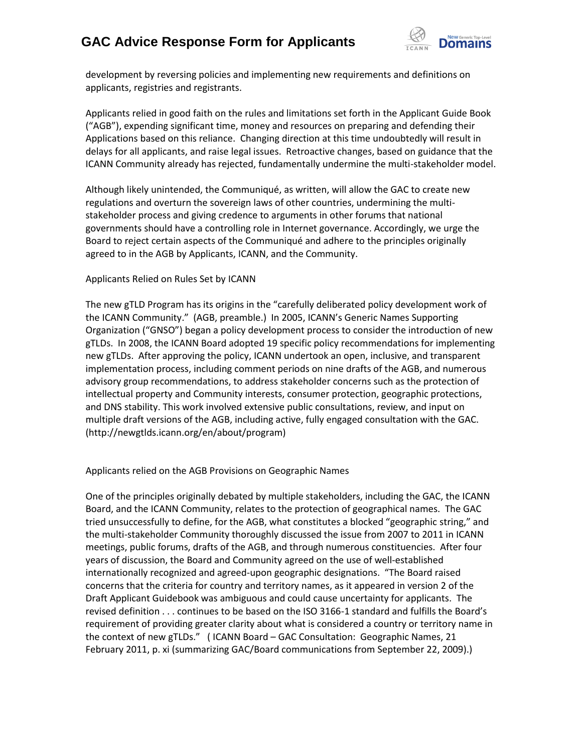development by reversing policies and implementing new requirements and definitions on applicants, registries and registrants.

Applicants relied in good faith on the rules and limitations set forth in the Applicant Guide Book ("AGB"), expending significant time, money and resources on preparing and defending their Applications based on this reliance. Changing direction at this time undoubtedly will result in delays for all applicants, and raise legal issues. Retroactive changes, based on guidance that the ICANN Community already has rejected, fundamentally undermine the multi-stakeholder model.

Although likely unintended, the Communiqué, as written, will allow the GAC to create new regulations and overturn the sovereign laws of other countries, undermining the multi-stakeholder process and giving credence to arguments in other forums that national governments should have a controlling role in Internet governance. Accordingly, we urge the Board to reject certain aspects of the Communiqué and adhere to the principles originally agreed to in the AGB by Applicants, ICANN, and the Community.

Applicants Relied on Rules Set by ICANN

The new gTLD Program has its origins in the "carefully deliberated policy development work of the ICANN Community." (AGB, preamble.) In 2005, ICANN's Generic Names Supporting Organization ("GNSO") began a policy development process to consider the introduction of new gTLDs. In 2008, the ICANN Board adopted 19 specific policy recommendations for implementing new gTLDs. After approving the policy, ICANN undertook an open, inclusive, and transparent implementation process, including comment periods on nine drafts of the AGB, and numerous advisory group recommendations, to address stakeholder concerns such as the protection of intellectual property and Community interests, consumer protection, geographic protections, and DNS stability. This work involved extensive public consultations, review, and input on multiple draft versions of the AGB, including active, fully engaged consultation with the GAC. (http://newgtlds.icann.org/en/about/program)

Applicants relied on the AGB Provisions on Geographic Names

One of the principles originally debated by multiple stakeholders, including the GAC, the ICANN Board, and the ICANN Community, relates to the protection of geographical names. The GAC tried unsuccessfully to define, for the AGB, what constitutes a blocked "geographic string," and the multi-stakeholder Community thoroughly discussed the issue from 2007 to 2011 in ICANN meetings, public forums, drafts of the AGB, and through numerous constituencies. After four years of discussion, the Board and Community agreed on the use of well-established internationally recognized and agreed-upon geographic designations. "The Board raised concerns that the criteria for country and territory names, as it appeared in version 2 of the Draft Applicant Guidebook was ambiguous and could cause uncertainty for applicants. The revised definition . . . continues to be based on the ISO 3166-1 standard and fulfills the Board's requirement of providing greater clarity about what is considered a country or territory name in the context of new gTLDs." ( ICANN Board – GAC Consultation: Geographic Names, 21 February 2011, p. xi (summarizing GAC/Board communications from September 22, 2009).)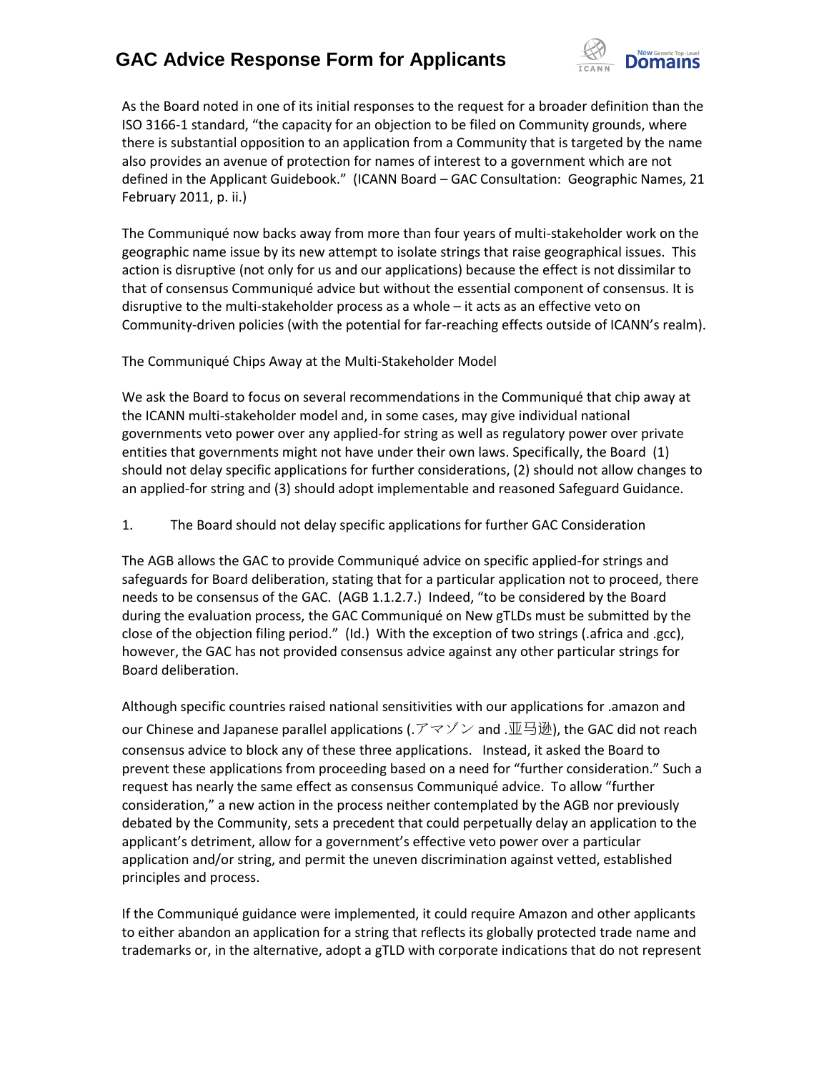As the Board noted in one of its initial responses to the request for a broader definition than the ISO 3166-1 standard, "the capacity for an objection to be filed on Community grounds, where there is substantial opposition to an application from a Community that is targeted by the name also provides an avenue of protection for names of interest to a government which are not defined in the Applicant Guidebook." (ICANN Board – GAC Consultation: Geographic Names, 21 February 2011, p. ii.)

The Communiqué now backs away from more than four years of multi-stakeholder work on the geographic name issue by its new attempt to isolate strings that raise geographical issues. This action is disruptive (not only for us and our applications) because the effect is not dissimilar to that of consensus Communiqué advice but without the essential component of consensus. It is disruptive to the multi-stakeholder process as a whole – it acts as an effective veto on Community-driven policies (with the potential for far-reaching effects outside of ICANN's realm).

The Communiqué Chips Away at the Multi-Stakeholder Model

We ask the Board to focus on several recommendations in the Communiqué that chip away at the ICANN multi-stakeholder model and, in some cases, may give individual national governments veto power over any applied-for string as well as regulatory power over private entities that governments might not have under their own laws. Specifically, the Board (1) should not delay specific applications for further considerations, (2) should not allow changes to an applied-for string and (3) should adopt implementable and reasoned Safeguard Guidance.

1. The Board should not delay specific applications for further GAC Consideration

The AGB allows the GAC to provide Communiqué advice on specific applied-for strings and safeguards for Board deliberation, stating that for a particular application not to proceed, there needs to be consensus of the GAC. (AGB 1.1.2.7.) Indeed, "to be considered by the Board during the evaluation process, the GAC Communiqué on New gTLDs must be submitted by the close of the objection filing period." (Id.) With the exception of two strings (.africa and .gcc), however, the GAC has not provided consensus advice against any other particular strings for Board deliberation.

Although specific countries raised national sensitivities with our applications for .amazon and our Chinese and Japanese parallel applications (.アマゾン and .亚马逊), the GAC did not reach consensus advice to block any of these three applications. Instead, it asked the Board to prevent these applications from proceeding based on a need for "further consideration." Such a request has nearly the same effect as consensus Communiqué advice. To allow "further consideration," a new action in the process neither contemplated by the AGB nor previously debated by the Community, sets a precedent that could perpetually delay an application to the applicant's detriment, allow for a government's effective veto power over a particular application and/or string, and permit the uneven discrimination against vetted, established principles and process.

If the Communiqué guidance were implemented, it could require Amazon and other applicants to either abandon an application for a string that reflects its globally protected trade name and trademarks or, in the alternative, adopt a gTLD with corporate indications that do not represent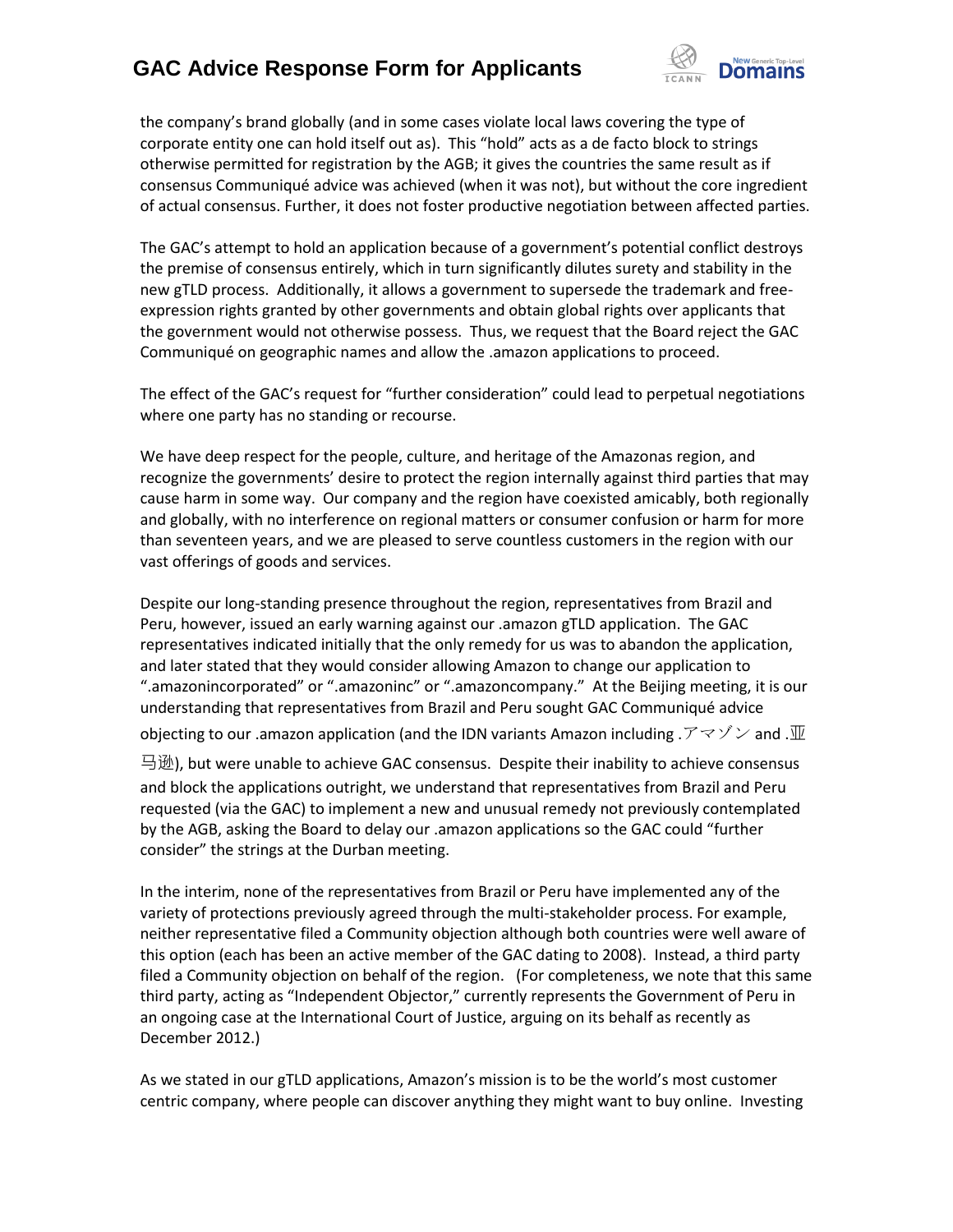the company's brand globally (and in some cases violate local laws covering the type of corporate entity one can hold itself out as). This "hold" acts as a de facto block to strings otherwise permitted for registration by the AGB; it gives the countries the same result as if consensus Communiqué advice was achieved (when it was not), but without the core ingredient of actual consensus. Further, it does not foster productive negotiation between affected parties.

The GAC's attempt to hold an application because of a government's potential conflict destroys the premise of consensus entirely, which in turn significantly dilutes surety and stability in the new gTLD process. Additionally, it allows a government to supersede the trademark and free-expression rights granted by other governments and obtain global rights over applicants that the government would not otherwise possess. Thus, we request that the Board reject the GAC Communiqué on geographic names and allow the .amazon applications to proceed.

The effect of the GAC's request for "further consideration" could lead to perpetual negotiations where one party has no standing or recourse.

We have deep respect for the people, culture, and heritage of the Amazonas region, and recognize the governments' desire to protect the region internally against third parties that may cause harm in some way. Our company and the region have coexisted amicably, both regionally and globally, with no interference on regional matters or consumer confusion or harm for more than seventeen years, and we are pleased to serve countless customers in the region with our vast offerings of goods and services.

Despite our long-standing presence throughout the region, representatives from Brazil and Peru, however, issued an early warning against our .amazon gTLD application. The GAC representatives indicated initially that the only remedy for us was to abandon the application, and later stated that they would consider allowing Amazon to change our application to ".amazonincorporated" or ".amazoninc" or ".amazoncompany." At the Beijing meeting, it is our understanding that representatives from Brazil and Peru sought GAC Communiqué advice objecting to our .amazon application (and the IDN variants Amazon including .アマゾン and .亚马逊), but were unable to achieve GAC consensus. Despite their inability to achieve consensus and block the applications outright, we understand that representatives from Brazil and Peru requested (via the GAC) to implement a new and unusual remedy not previously contemplated by the AGB, asking the Board to delay our .amazon applications so the GAC could "further consider" the strings at the Durban meeting.

In the interim, none of the representatives from Brazil or Peru have implemented any of the variety of protections previously agreed through the multi-stakeholder process. For example, neither representative filed a Community objection although both countries were well aware of this option (each has been an active member of the GAC dating to 2008). Instead, a third party filed a Community objection on behalf of the region. (For completeness, we note that this same third party, acting as "Independent Objector," currently represents the Government of Peru in an ongoing case at the International Court of Justice, arguing on its behalf as recently as December 2012.)

As we stated in our gTLD applications, Amazon's mission is to be the world's most customer centric company, where people can discover anything they might want to buy online. Investing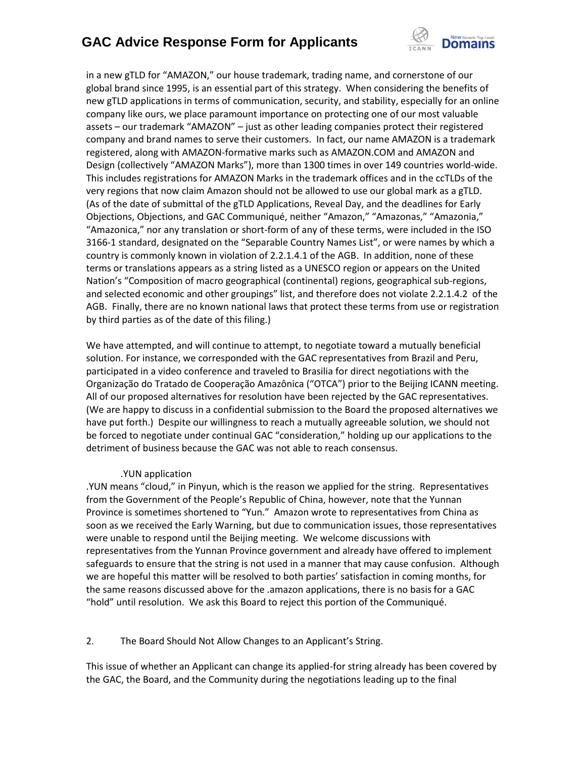in a new gTLD for "AMAZON," our house trademark, trading name, and cornerstone of our global brand since 1995, is an essential part of this strategy. When considering the benefits of new gTLD applications in terms of communication, security, and stability, especially for an online company like ours, we place paramount importance on protecting one of our most valuable assets – our trademark "AMAZON" – just as other leading companies protect their registered company and brand names to serve their customers. In fact, our name AMAZON is a trademark registered, along with AMAZON-formative marks such as AMAZON.COM and AMAZON and Design (collectively "AMAZON Marks"), more than 1300 times in over 149 countries world-wide. This includes registrations for AMAZON Marks in the trademark offices and in the ccTLDs of the very regions that now claim Amazon should not be allowed to use our global mark as a gTLD. (As of the date of submittal of the gTLD Applications, Reveal Day, and the deadlines for Early Objections, Objections, and GAC Communiqué, neither "Amazon," "Amazonas," "Amazonia," "Amazonica," nor any translation or short-form of any of these terms, were included in the ISO 3166-1 standard, designated on the "Separable Country Names List", or were names by which a country is commonly known in violation of 2.2.1.4.1 of the AGB. In addition, none of these terms or translations appears as a string listed as a UNESCO region or appears on the United Nation's "Composition of macro geographical (continental) regions, geographical sub-regions, and selected economic and other groupings" list, and therefore does not violate 2.2.1.4.2 of the AGB. Finally, there are no known national laws that protect these terms from use or registration by third parties as of the date of this filing.)

We have attempted, and will continue to attempt, to negotiate toward a mutually beneficial solution. For instance, we corresponded with the GAC representatives from Brazil and Peru, participated in a video conference and traveled to Brasilia for direct negotiations with the Organização do Tratado de Cooperação Amazônica ("OTCA") prior to the Beijing ICANN meeting. All of our proposed alternatives for resolution have been rejected by the GAC representatives. (We are happy to discuss in a confidential submission to the Board the proposed alternatives we have put forth.) Despite our willingness to reach a mutually agreeable solution, we should not be forced to negotiate under continual GAC "consideration," holding up our applications to the detriment of business because the GAC was not able to reach consensus.

.YUN application

.YUN means "cloud," in Pinyun, which is the reason we applied for the string. Representatives from the Government of the People's Republic of China, however, note that the Yunnan Province is sometimes shortened to "Yun." Amazon wrote to representatives from China as soon as we received the Early Warning, but due to communication issues, those representatives were unable to respond until the Beijing meeting. We welcome discussions with representatives from the Yunnan Province government and already have offered to implement safeguards to ensure that the string is not used in a manner that may cause confusion. Although we are hopeful this matter will be resolved to both parties' satisfaction in coming months, for the same reasons discussed above for the .amazon applications, there is no basis for a GAC "hold" until resolution. We ask this Board to reject this portion of the Communiqué.

2. The Board Should Not Allow Changes to an Applicant's String.

This issue of whether an Applicant can change its applied-for string already has been covered by the GAC, the Board, and the Community during the negotiations leading up to the final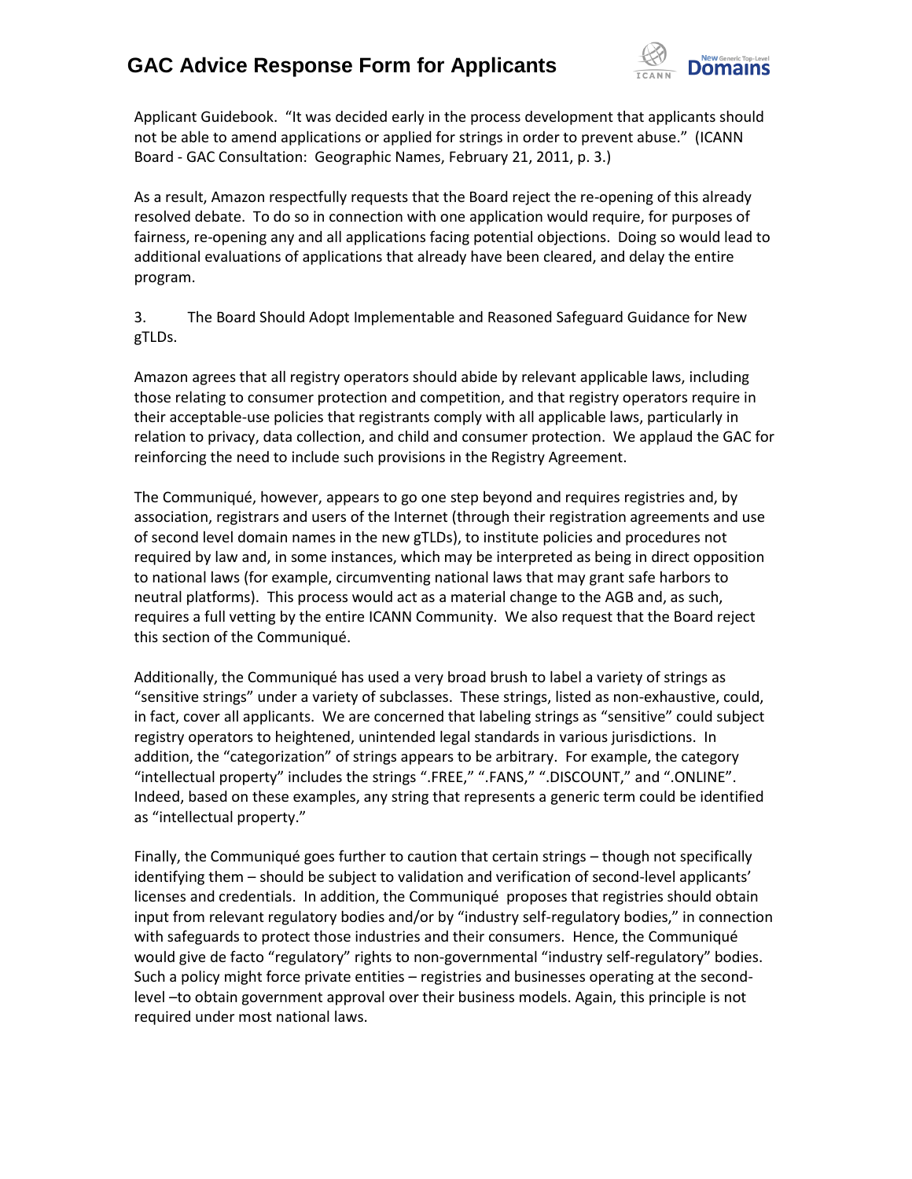Applicant Guidebook. "It was decided early in the process development that applicants should not be able to amend applications or applied for strings in order to prevent abuse." (ICANN Board - GAC Consultation: Geographic Names, February 21, 2011, p. 3.)

As a result, Amazon respectfully requests that the Board reject the re-opening of this already resolved debate. To do so in connection with one application would require, for purposes of fairness, re-opening any and all applications facing potential objections. Doing so would lead to additional evaluations of applications that already have been cleared, and delay the entire program.

3. The Board Should Adopt Implementable and Reasoned Safeguard Guidance for New gTLDs.

Amazon agrees that all registry operators should abide by relevant applicable laws, including those relating to consumer protection and competition, and that registry operators require in their acceptable-use policies that registrants comply with all applicable laws, particularly in relation to privacy, data collection, and child and consumer protection. We applaud the GAC for reinforcing the need to include such provisions in the Registry Agreement.

The Communiqué, however, appears to go one step beyond and requires registries and, by association, registrars and users of the Internet (through their registration agreements and use of second level domain names in the new gTLDs), to institute policies and procedures not required by law and, in some instances, which may be interpreted as being in direct opposition to national laws (for example, circumventing national laws that may grant safe harbors to neutral platforms). This process would act as a material change to the AGB and, as such, requires a full vetting by the entire ICANN Community. We also request that the Board reject this section of the Communiqué.

Additionally, the Communiqué has used a very broad brush to label a variety of strings as "sensitive strings" under a variety of subclasses. These strings, listed as non-exhaustive, could, in fact, cover all applicants. We are concerned that labeling strings as "sensitive" could subject registry operators to heightened, unintended legal standards in various jurisdictions. In addition, the "categorization" of strings appears to be arbitrary. For example, the category "intellectual property" includes the strings ".FREE," ".FANS," ".DISCOUNT," and ".ONLINE". Indeed, based on these examples, any string that represents a generic term could be identified as "intellectual property."

Finally, the Communiqué goes further to caution that certain strings – though not specifically identifying them – should be subject to validation and verification of second-level applicants' licenses and credentials. In addition, the Communiqué proposes that registries should obtain input from relevant regulatory bodies and/or by "industry self-regulatory bodies," in connection with safeguards to protect those industries and their consumers. Hence, the Communiqué would give de facto "regulatory" rights to non-governmental "industry self-regulatory" bodies. Such a policy might force private entities – registries and businesses operating at the second-level –to obtain government approval over their business models. Again, this principle is not required under most national laws.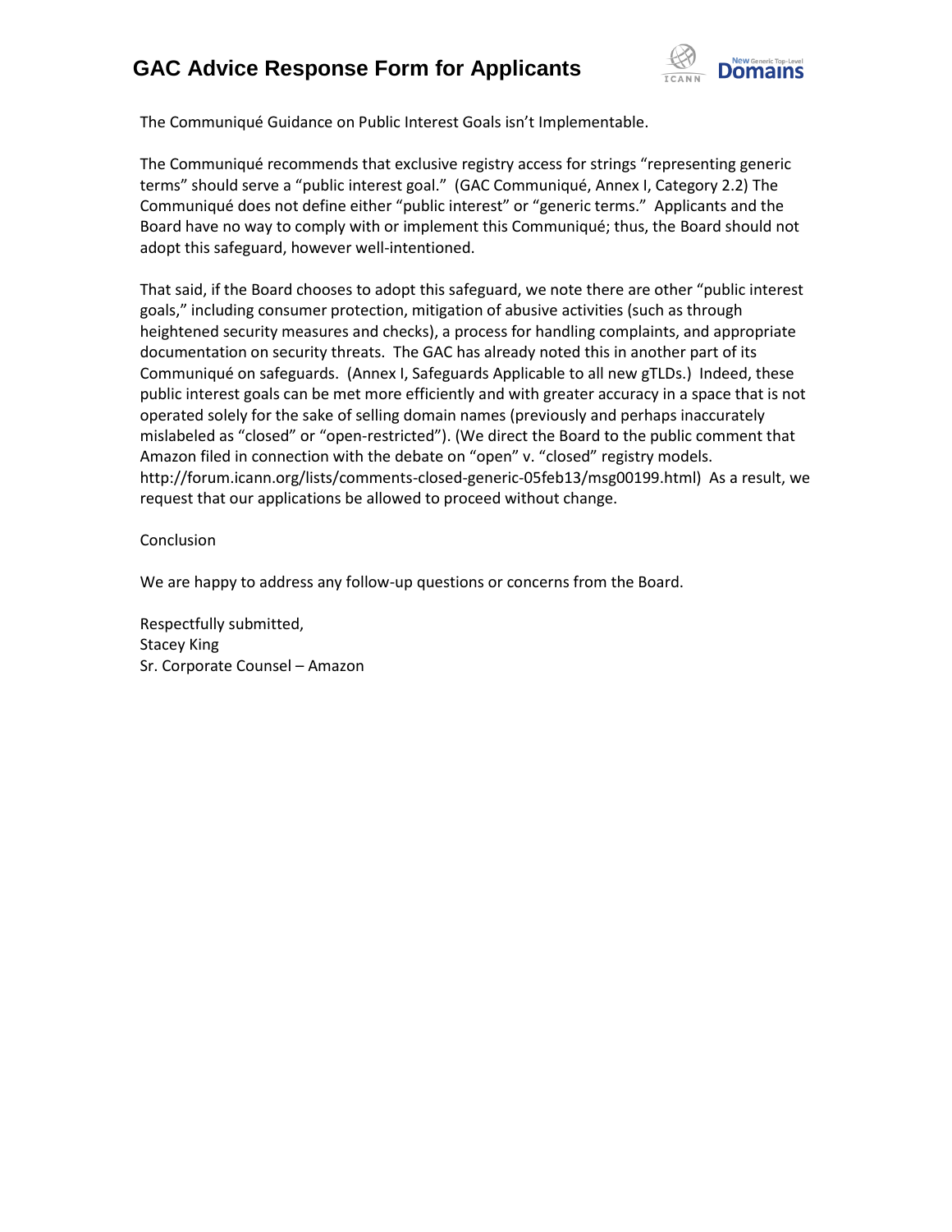The Communiqué Guidance on Public Interest Goals isn't Implementable.

The Communiqué recommends that exclusive registry access for strings "representing generic terms" should serve a "public interest goal." (GAC Communiqué, Annex I, Category 2.2) The Communiqué does not define either "public interest" or "generic terms." Applicants and the Board have no way to comply with or implement this Communiqué; thus, the Board should not adopt this safeguard, however well-intentioned.

That said, if the Board chooses to adopt this safeguard, we note there are other "public interest goals," including consumer protection, mitigation of abusive activities (such as through heightened security measures and checks), a process for handling complaints, and appropriate documentation on security threats. The GAC has already noted this in another part of its Communiqué on safeguards. (Annex I, Safeguards Applicable to all new gTLDs.) Indeed, these public interest goals can be met more efficiently and with greater accuracy in a space that is not operated solely for the sake of selling domain names (previously and perhaps inaccurately mislabeled as "closed" or "open-restricted"). (We direct the Board to the public comment that Amazon filed in connection with the debate on "open" v. "closed" registry models. http://forum.icann.org/lists/comments-closed-generic-05feb13/msg00199.html) As a result, we request that our applications be allowed to proceed without change.

Conclusion

We are happy to address any follow-up questions or concerns from the Board.

Respectfully submitted,
Stacey King
Sr. Corporate Counsel – Amazon